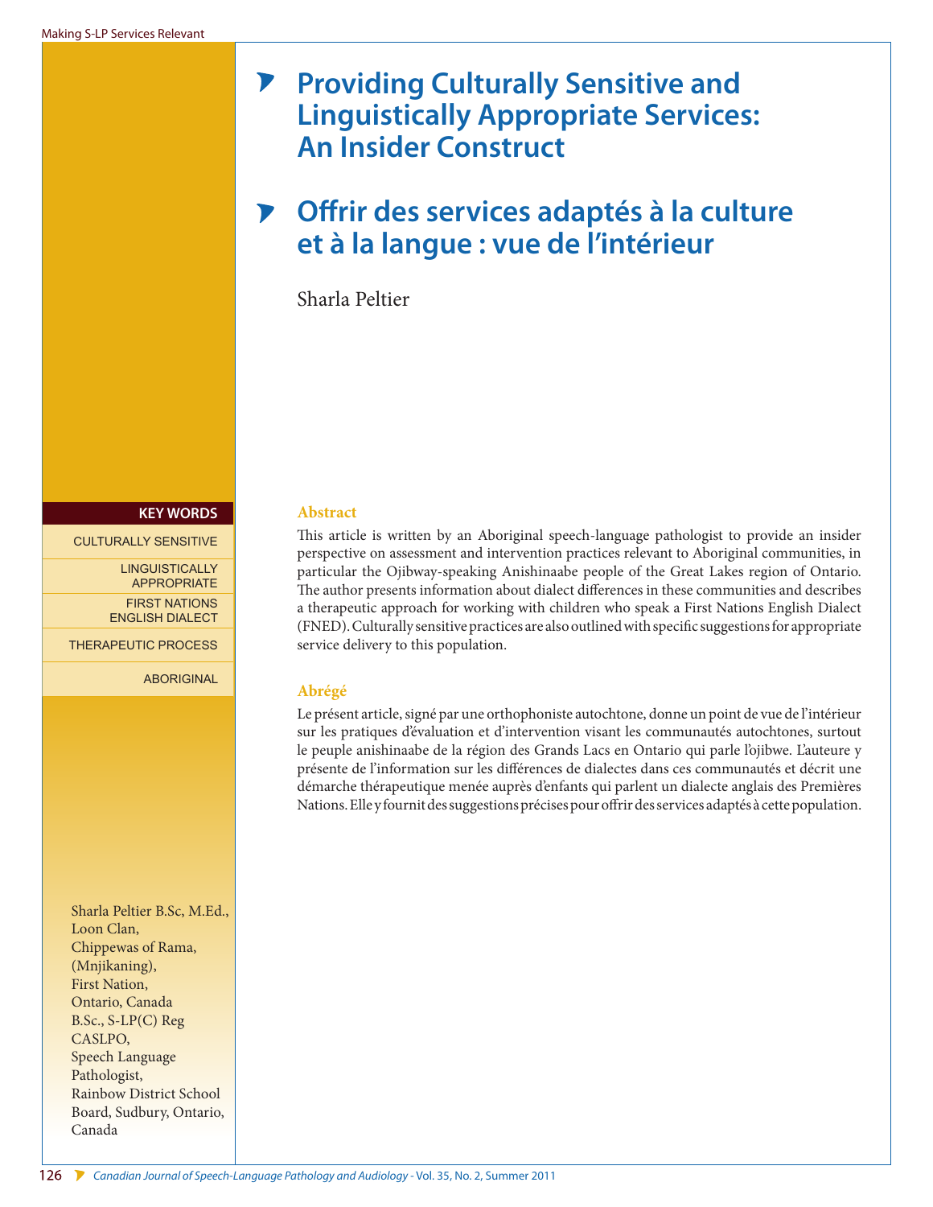# Providing Culturally Sensitive and Linguistically Appropriate Services: An Insider Construct

# Offrir des services adaptés à la culture et à la langue : vue de l'intérieur

Sharla Peltier

**KEY WORDS**

CULTURALLY SENSITIVE

LINGUISTICALLY APPROPRIATE

FIRST NATIONS ENGLISH DIALECT

THERAPEUTIC PROCESS

ABORIGINAL

Sharla Peltier B.Sc, M.Ed., Loon Clan, Chippewas of Rama, (Mnjikaning), First Nation, Ontario, Canada B.Sc., S-LP(C) Reg CASLPO, Speech Language Pathologist, Rainbow District School Board, Sudbury, Ontario, Canada

## Abstract

This article is written by an Aboriginal speech-language pathologist to provide an insider perspective on assessment and intervention practices relevant to Aboriginal communities, in particular the Ojibway-speaking Anishinaabe people of the Great Lakes region of Ontario. The author presents information about dialect differences in these communities and describes a therapeutic approach for working with children who speak a First Nations English Dialect (FNED). Culturally sensitive practices are also outlined with specific suggestions for appropriate service delivery to this population.

## Abrégé

Le présent article, signé par une orthophoniste autochtone, donne un point de vue de l'intérieur sur les pratiques d'évaluation et d'intervention visant les communautés autochtones, surtout le peuple anishinaabe de la région des Grands Lacs en Ontario qui parle l'ojibwe. L'auteure y présente de l'information sur les différences de dialectes dans ces communautés et décrit une démarche thérapeutique menée auprès d'enfants qui parlent un dialecte anglais des Premières Nations. Elle y fournit des suggestions précises pour offrir des services adaptés à cette population.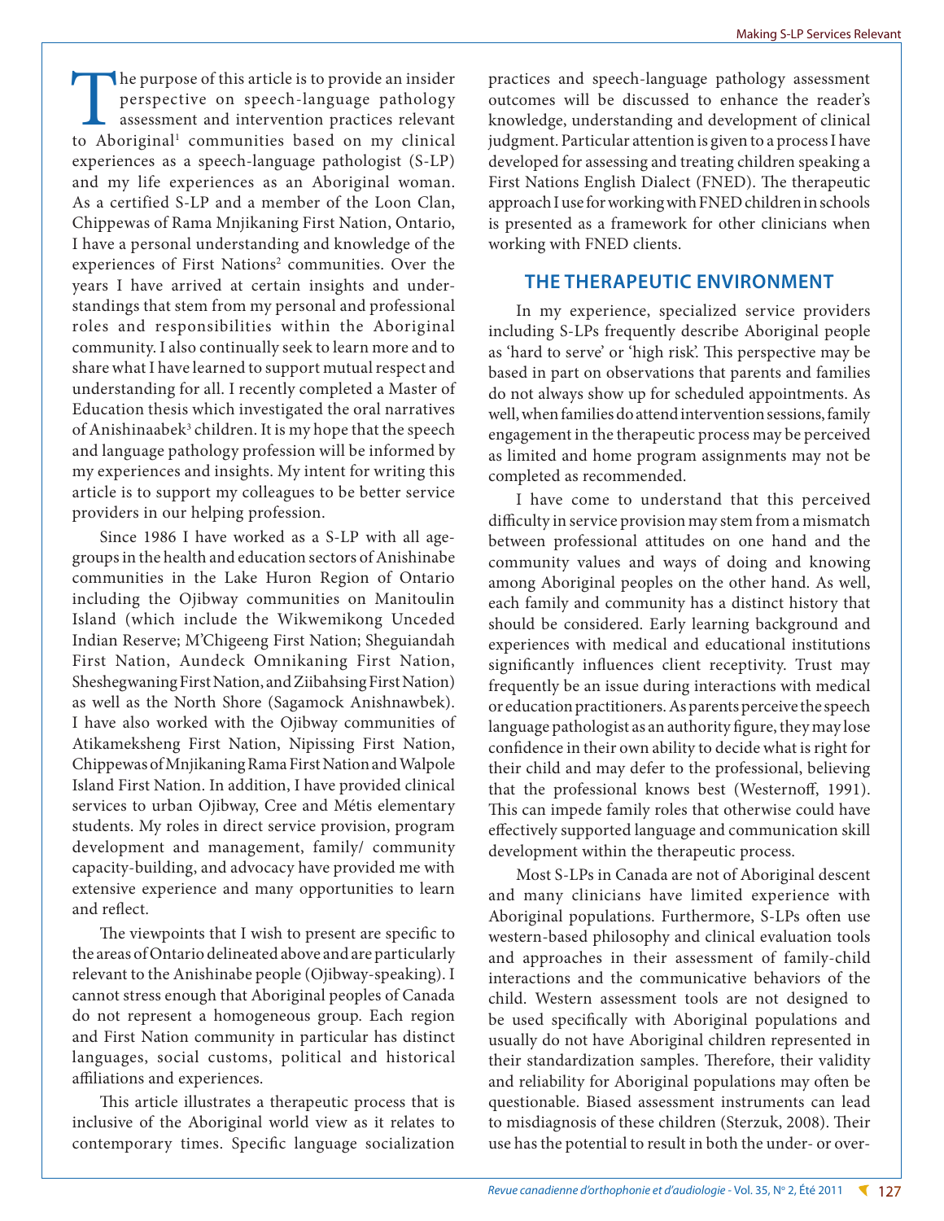The purpose of this article is to provide an insider perspective on speech-language pathology assessment and intervention practices relevant to Aboriginal[1] communities based on my clinical experiences as a speech-language pathologist (S-LP) and my life experiences as an Aboriginal woman. As a certified S-LP and a member of the Loon Clan, Chippewas of Rama Mnjikaning First Nation, Ontario, I have a personal understanding and knowledge of the experiences of First Nations[2] communities. Over the years I have arrived at certain insights and understandings that stem from my personal and professional roles and responsibilities within the Aboriginal community. I also continually seek to learn more and to share what I have learned to support mutual respect and understanding for all. I recently completed a Master of Education thesis which investigated the oral narratives of Anishinaabek[3] children. It is my hope that the speech and language pathology profession will be informed by my experiences and insights. My intent for writing this article is to support my colleagues to be better service providers in our helping profession.

Since 1986 I have worked as a S-LP with all age-groups in the health and education sectors of Anishinabe communities in the Lake Huron Region of Ontario including the Ojibway communities on Manitoulin Island (which include the Wikwemikong Unceded Indian Reserve; M'Chigeeng First Nation; Sheguiandah First Nation, Aundeck Omnikaning First Nation, Sheshegwaning First Nation, and Ziibahsing First Nation) as well as the North Shore (Sagamock Anishnawbek). I have also worked with the Ojibway communities of Atikameksheng First Nation, Nipissing First Nation, Chippewas of Mnjikaning Rama First Nation and Walpole Island First Nation. In addition, I have provided clinical services to urban Ojibway, Cree and Métis elementary students. My roles in direct service provision, program development and management, family/ community capacity-building, and advocacy have provided me with extensive experience and many opportunities to learn and reflect.

The viewpoints that I wish to present are specific to the areas of Ontario delineated above and are particularly relevant to the Anishinabe people (Ojibway-speaking). I cannot stress enough that Aboriginal peoples of Canada do not represent a homogeneous group. Each region and First Nation community in particular has distinct languages, social customs, political and historical affiliations and experiences.

This article illustrates a therapeutic process that is inclusive of the Aboriginal world view as it relates to contemporary times. Specific language socialization practices and speech-language pathology assessment outcomes will be discussed to enhance the reader's knowledge, understanding and development of clinical judgment. Particular attention is given to a process I have developed for assessing and treating children speaking a First Nations English Dialect (FNED). The therapeutic approach I use for working with FNED children in schools is presented as a framework for other clinicians when working with FNED clients.

## THE THERAPEUTIC ENVIRONMENT

In my experience, specialized service providers including S-LPs frequently describe Aboriginal people as 'hard to serve' or 'high risk'. This perspective may be based in part on observations that parents and families do not always show up for scheduled appointments. As well, when families do attend intervention sessions, family engagement in the therapeutic process may be perceived as limited and home program assignments may not be completed as recommended.

I have come to understand that this perceived difficulty in service provision may stem from a mismatch between professional attitudes on one hand and the community values and ways of doing and knowing among Aboriginal peoples on the other hand. As well, each family and community has a distinct history that should be considered. Early learning background and experiences with medical and educational institutions significantly influences client receptivity. Trust may frequently be an issue during interactions with medical or education practitioners. As parents perceive the speech language pathologist as an authority figure, they may lose confidence in their own ability to decide what is right for their child and may defer to the professional, believing that the professional knows best (Westernoff, 1991). This can impede family roles that otherwise could have effectively supported language and communication skill development within the therapeutic process.

Most S-LPs in Canada are not of Aboriginal descent and many clinicians have limited experience with Aboriginal populations. Furthermore, S-LPs often use western-based philosophy and clinical evaluation tools and approaches in their assessment of family-child interactions and the communicative behaviors of the child. Western assessment tools are not designed to be used specifically with Aboriginal populations and usually do not have Aboriginal children represented in their standardization samples. Therefore, their validity and reliability for Aboriginal populations may often be questionable. Biased assessment instruments can lead to misdiagnosis of these children (Sterzuk, 2008). Their use has the potential to result in both the under- or over-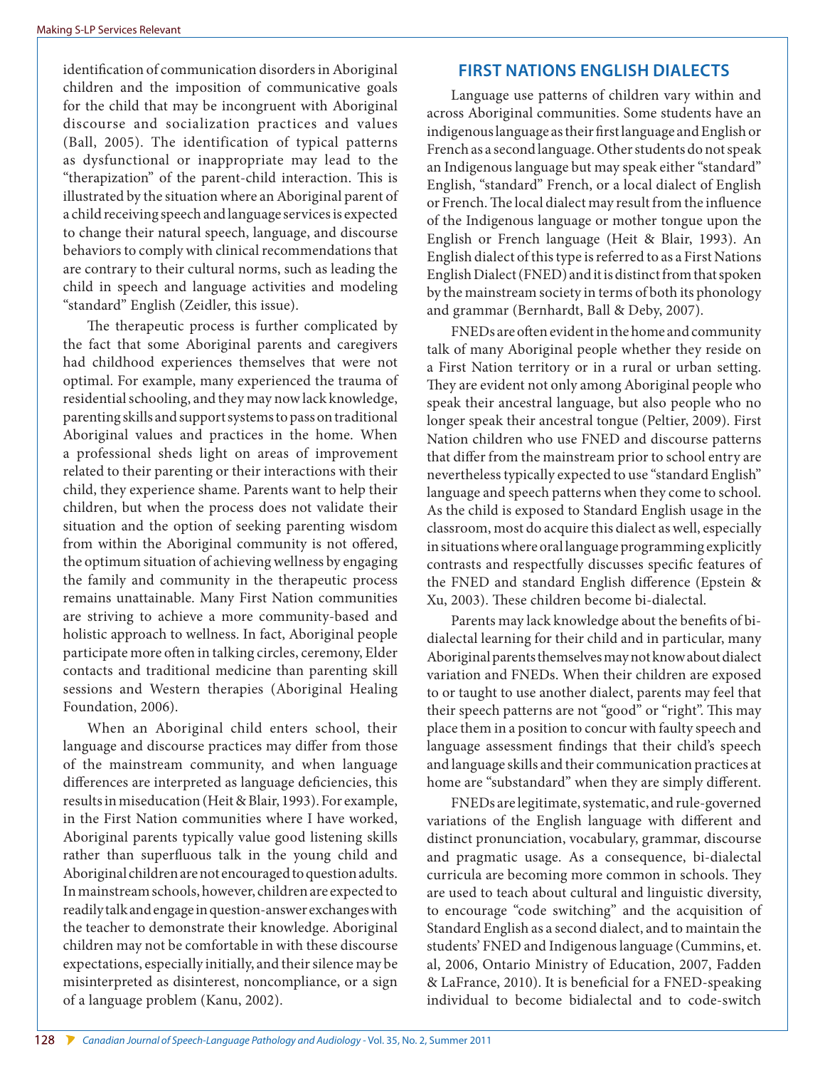identification of communication disorders in Aboriginal children and the imposition of communicative goals for the child that may be incongruent with Aboriginal discourse and socialization practices and values (Ball, 2005). The identification of typical patterns as dysfunctional or inappropriate may lead to the "therapization" of the parent-child interaction. This is illustrated by the situation where an Aboriginal parent of a child receiving speech and language services is expected to change their natural speech, language, and discourse behaviors to comply with clinical recommendations that are contrary to their cultural norms, such as leading the child in speech and language activities and modeling "standard" English (Zeidler, this issue).

The therapeutic process is further complicated by the fact that some Aboriginal parents and caregivers had childhood experiences themselves that were not optimal. For example, many experienced the trauma of residential schooling, and they may now lack knowledge, parenting skills and support systems to pass on traditional Aboriginal values and practices in the home. When a professional sheds light on areas of improvement related to their parenting or their interactions with their child, they experience shame. Parents want to help their children, but when the process does not validate their situation and the option of seeking parenting wisdom from within the Aboriginal community is not offered, the optimum situation of achieving wellness by engaging the family and community in the therapeutic process remains unattainable. Many First Nation communities are striving to achieve a more community-based and holistic approach to wellness. In fact, Aboriginal people participate more often in talking circles, ceremony, Elder contacts and traditional medicine than parenting skill sessions and Western therapies (Aboriginal Healing Foundation, 2006).

When an Aboriginal child enters school, their language and discourse practices may differ from those of the mainstream community, and when language differences are interpreted as language deficiencies, this results in miseducation (Heit & Blair, 1993). For example, in the First Nation communities where I have worked, Aboriginal parents typically value good listening skills rather than superfluous talk in the young child and Aboriginal children are not encouraged to question adults. In mainstream schools, however, children are expected to readily talk and engage in question-answer exchanges with the teacher to demonstrate their knowledge. Aboriginal children may not be comfortable in with these discourse expectations, especially initially, and their silence may be misinterpreted as disinterest, noncompliance, or a sign of a language problem (Kanu, 2002).

## FIRST NATIONS ENGLISH DIALECTS

Language use patterns of children vary within and across Aboriginal communities. Some students have an indigenous language as their first language and English or French as a second language. Other students do not speak an Indigenous language but may speak either "standard" English, "standard" French, or a local dialect of English or French. The local dialect may result from the influence of the Indigenous language or mother tongue upon the English or French language (Heit & Blair, 1993). An English dialect of this type is referred to as a First Nations English Dialect (FNED) and it is distinct from that spoken by the mainstream society in terms of both its phonology and grammar (Bernhardt, Ball & Deby, 2007).

FNEDs are often evident in the home and community talk of many Aboriginal people whether they reside on a First Nation territory or in a rural or urban setting. They are evident not only among Aboriginal people who speak their ancestral language, but also people who no longer speak their ancestral tongue (Peltier, 2009). First Nation children who use FNED and discourse patterns that differ from the mainstream prior to school entry are nevertheless typically expected to use "standard English" language and speech patterns when they come to school. As the child is exposed to Standard English usage in the classroom, most do acquire this dialect as well, especially in situations where oral language programming explicitly contrasts and respectfully discusses specific features of the FNED and standard English difference (Epstein & Xu, 2003). These children become bi-dialectal.

Parents may lack knowledge about the benefits of bi-dialectal learning for their child and in particular, many Aboriginal parents themselves may not know about dialect variation and FNEDs. When their children are exposed to or taught to use another dialect, parents may feel that their speech patterns are not "good" or "right". This may place them in a position to concur with faulty speech and language assessment findings that their child's speech and language skills and their communication practices at home are "substandard" when they are simply different.

FNEDs are legitimate, systematic, and rule-governed variations of the English language with different and distinct pronunciation, vocabulary, grammar, discourse and pragmatic usage. As a consequence, bi-dialectal curricula are becoming more common in schools. They are used to teach about cultural and linguistic diversity, to encourage "code switching" and the acquisition of Standard English as a second dialect, and to maintain the students' FNED and Indigenous language (Cummins, et. al, 2006, Ontario Ministry of Education, 2007, Fadden & LaFrance, 2010). It is beneficial for a FNED-speaking individual to become bidialectal and to code-switch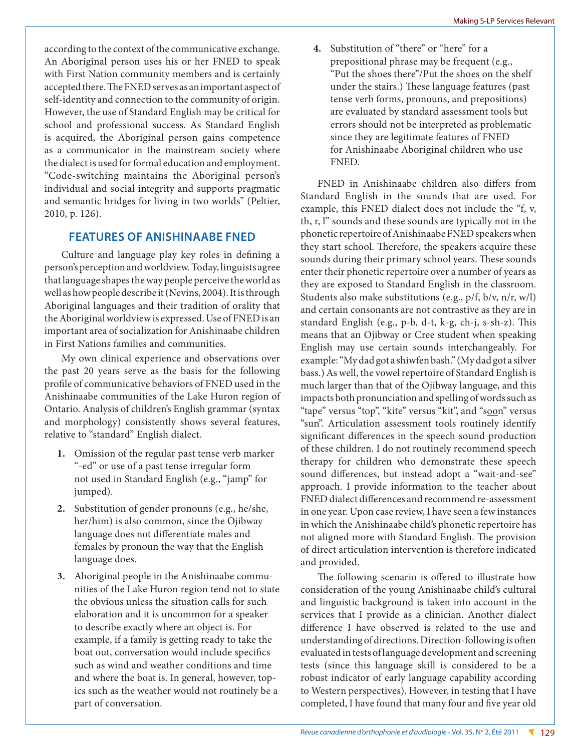according to the context of the communicative exchange. An Aboriginal person uses his or her FNED to speak with First Nation community members and is certainly accepted there. The FNED serves as an important aspect of self-identity and connection to the community of origin. However, the use of Standard English may be critical for school and professional success. As Standard English is acquired, the Aboriginal person gains competence as a communicator in the mainstream society where the dialect is used for formal education and employment. "Code-switching maintains the Aboriginal person's individual and social integrity and supports pragmatic and semantic bridges for living in two worlds" (Peltier, 2010, p. 126).

## FEATURES OF ANISHINAABE FNED

Culture and language play key roles in defining a person's perception and worldview. Today, linguists agree that language shapes the way people perceive the world as well as how people describe it (Nevins, 2004). It is through Aboriginal languages and their tradition of orality that the Aboriginal worldview is expressed. Use of FNED is an important area of socialization for Anishinaabe children in First Nations families and communities.

My own clinical experience and observations over the past 20 years serve as the basis for the following profile of communicative behaviors of FNED used in the Anishinaabe communities of the Lake Huron region of Ontario. Analysis of children's English grammar (syntax and morphology) consistently shows several features, relative to "standard" English dialect.

1. Omission of the regular past tense verb marker "-ed" or use of a past tense irregular form not used in Standard English (e.g., "jamp" for jumped).
2. Substitution of gender pronouns (e.g., he/she, her/him) is also common, since the Ojibway language does not differentiate males and females by pronoun the way that the English language does.
3. Aboriginal people in the Anishinaabe communities of the Lake Huron region tend not to state the obvious unless the situation calls for such elaboration and it is uncommon for a speaker to describe exactly where an object is. For example, if a family is getting ready to take the boat out, conversation would include specifics such as wind and weather conditions and time and where the boat is. In general, however, topics such as the weather would not routinely be a part of conversation.
4. Substitution of "there" or "here" for a prepositional phrase may be frequent (e.g., "Put the shoes there"/Put the shoes on the shelf under the stairs.) These language features (past tense verb forms, pronouns, and prepositions) are evaluated by standard assessment tools but errors should not be interpreted as problematic since they are legitimate features of FNED for Anishinaabe Aboriginal children who use FNED.

FNED in Anishinaabe children also differs from Standard English in the sounds that are used. For example, this FNED dialect does not include the "f, v, th, r, l" sounds and these sounds are typically not in the phonetic repertoire of Anishinaabe FNED speakers when they start school. Therefore, the speakers acquire these sounds during their primary school years. These sounds enter their phonetic repertoire over a number of years as they are exposed to Standard English in the classroom. Students also make substitutions (e.g., p/f, b/v, n/r, w/l) and certain consonants are not contrastive as they are in standard English (e.g., p-b, d-t, k-g, ch-j, s-sh-z). This means that an Ojibway or Cree student when speaking English may use certain sounds interchangeably. For example: "My dad got a shiwfen bash." (My dad got a silver bass.) As well, the vowel repertoire of Standard English is much larger than that of the Ojibway language, and this impacts both pronunciation and spelling of words such as "tape" versus "top", "kite" versus "kit", and "s<u>oo</u>n" versus "sun". Articulation assessment tools routinely identify significant differences in the speech sound production of these children. I do not routinely recommend speech therapy for children who demonstrate these speech sound differences, but instead adopt a "wait-and-see" approach. I provide information to the teacher about FNED dialect differences and recommend re-assessment in one year. Upon case review, I have seen a few instances in which the Anishinaabe child's phonetic repertoire has not aligned more with Standard English. The provision of direct articulation intervention is therefore indicated and provided.

The following scenario is offered to illustrate how consideration of the young Anishinaabe child's cultural and linguistic background is taken into account in the services that I provide as a clinician. Another dialect difference I have observed is related to the use and understanding of directions. Direction-following is often evaluated in tests of language development and screening tests (since this language skill is considered to be a robust indicator of early language capability according to Western perspectives). However, in testing that I have completed, I have found that many four and five year old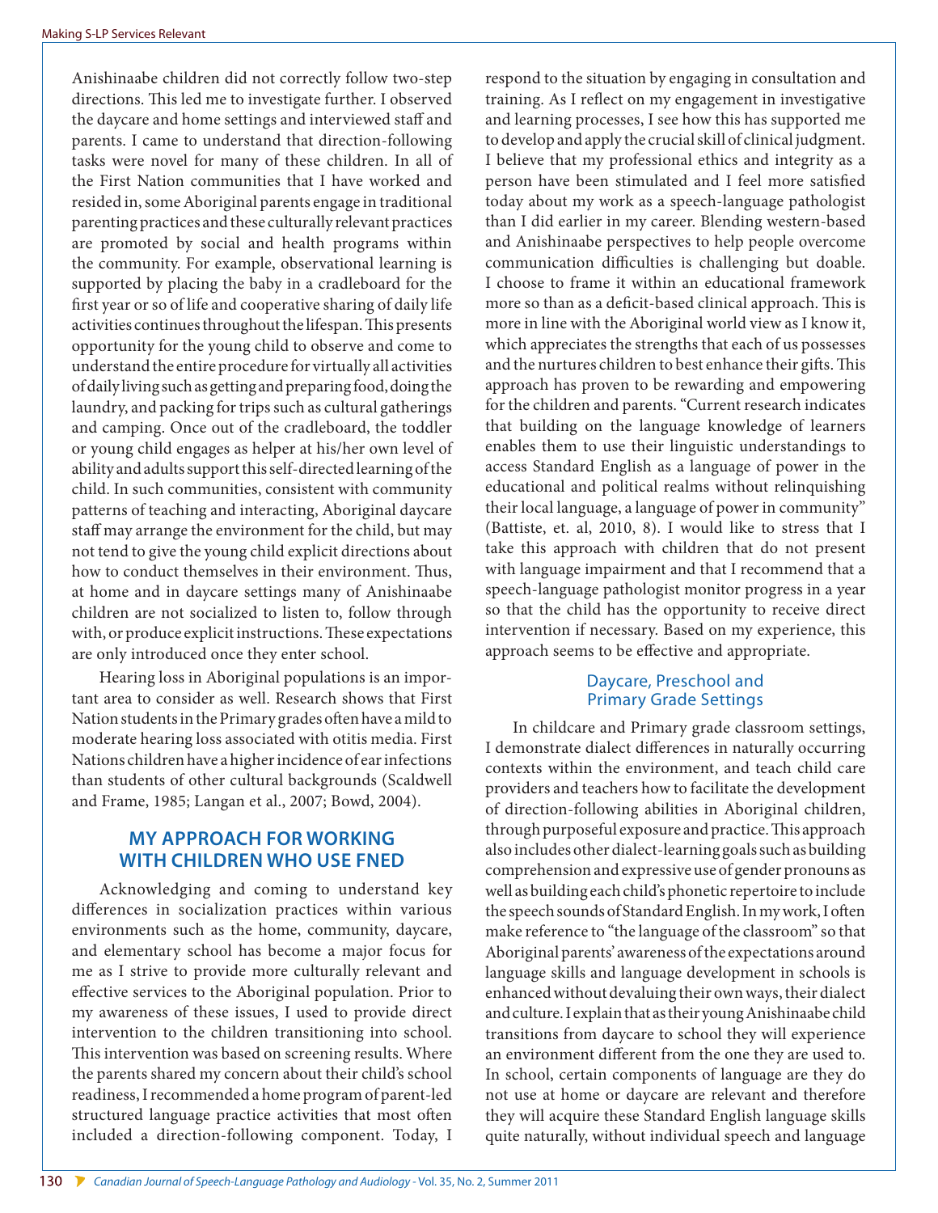Anishinaabe children did not correctly follow two-step directions. This led me to investigate further. I observed the daycare and home settings and interviewed staff and parents. I came to understand that direction-following tasks were novel for many of these children. In all of the First Nation communities that I have worked and resided in, some Aboriginal parents engage in traditional parenting practices and these culturally relevant practices are promoted by social and health programs within the community. For example, observational learning is supported by placing the baby in a cradleboard for the first year or so of life and cooperative sharing of daily life activities continues throughout the lifespan. This presents opportunity for the young child to observe and come to understand the entire procedure for virtually all activities of daily living such as getting and preparing food, doing the laundry, and packing for trips such as cultural gatherings and camping. Once out of the cradleboard, the toddler or young child engages as helper at his/her own level of ability and adults support this self-directed learning of the child. In such communities, consistent with community patterns of teaching and interacting, Aboriginal daycare staff may arrange the environment for the child, but may not tend to give the young child explicit directions about how to conduct themselves in their environment. Thus, at home and in daycare settings many of Anishinaabe children are not socialized to listen to, follow through with, or produce explicit instructions. These expectations are only introduced once they enter school.

Hearing loss in Aboriginal populations is an important area to consider as well. Research shows that First Nation students in the Primary grades often have a mild to moderate hearing loss associated with otitis media. First Nations children have a higher incidence of ear infections than students of other cultural backgrounds (Scaldwell and Frame, 1985; Langan et al., 2007; Bowd, 2004).

## MY APPROACH FOR WORKING WITH CHILDREN WHO USE FNED

Acknowledging and coming to understand key differences in socialization practices within various environments such as the home, community, daycare, and elementary school has become a major focus for me as I strive to provide more culturally relevant and effective services to the Aboriginal population. Prior to my awareness of these issues, I used to provide direct intervention to the children transitioning into school. This intervention was based on screening results. Where the parents shared my concern about their child's school readiness, I recommended a home program of parent-led structured language practice activities that most often included a direction-following component. Today, I respond to the situation by engaging in consultation and training. As I reflect on my engagement in investigative and learning processes, I see how this has supported me to develop and apply the crucial skill of clinical judgment. I believe that my professional ethics and integrity as a person have been stimulated and I feel more satisfied today about my work as a speech-language pathologist than I did earlier in my career. Blending western-based and Anishinaabe perspectives to help people overcome communication difficulties is challenging but doable. I choose to frame it within an educational framework more so than as a deficit-based clinical approach. This is more in line with the Aboriginal world view as I know it, which appreciates the strengths that each of us possesses and the nurtures children to best enhance their gifts. This approach has proven to be rewarding and empowering for the children and parents. "Current research indicates that building on the language knowledge of learners enables them to use their linguistic understandings to access Standard English as a language of power in the educational and political realms without relinquishing their local language, a language of power in community" (Battiste, et. al, 2010, 8). I would like to stress that I take this approach with children that do not present with language impairment and that I recommend that a speech-language pathologist monitor progress in a year so that the child has the opportunity to receive direct intervention if necessary. Based on my experience, this approach seems to be effective and appropriate.

### Daycare, Preschool and Primary Grade Settings

In childcare and Primary grade classroom settings, I demonstrate dialect differences in naturally occurring contexts within the environment, and teach child care providers and teachers how to facilitate the development of direction-following abilities in Aboriginal children, through purposeful exposure and practice. This approach also includes other dialect-learning goals such as building comprehension and expressive use of gender pronouns as well as building each child's phonetic repertoire to include the speech sounds of Standard English. In my work, I often make reference to "the language of the classroom" so that Aboriginal parents' awareness of the expectations around language skills and language development in schools is enhanced without devaluing their own ways, their dialect and culture. I explain that as their young Anishinaabe child transitions from daycare to school they will experience an environment different from the one they are used to. In school, certain components of language are they do not use at home or daycare are relevant and therefore they will acquire these Standard English language skills quite naturally, without individual speech and language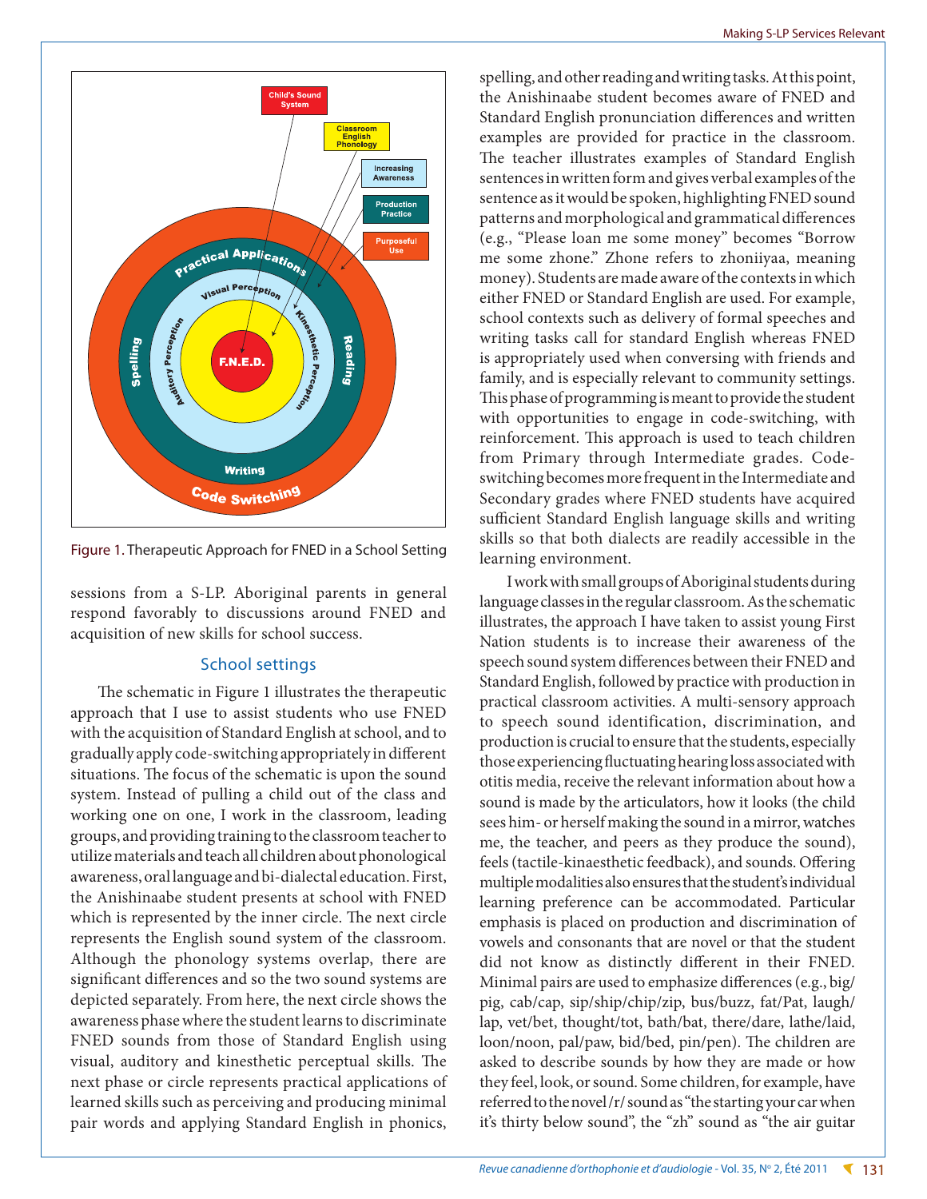Figure 1. Therapeutic Approach for FNED in a School Setting

sessions from a S-LP. Aboriginal parents in general respond favorably to discussions around FNED and acquisition of new skills for school success.

## School settings

The schematic in Figure 1 illustrates the therapeutic approach that I use to assist students who use FNED with the acquisition of Standard English at school, and to gradually apply code-switching appropriately in different situations. The focus of the schematic is upon the sound system. Instead of pulling a child out of the class and working one on one, I work in the classroom, leading groups, and providing training to the classroom teacher to utilize materials and teach all children about phonological awareness, oral language and bi-dialectal education. First, the Anishinaabe student presents at school with FNED which is represented by the inner circle. The next circle represents the English sound system of the classroom. Although the phonology systems overlap, there are significant differences and so the two sound systems are depicted separately. From here, the next circle shows the awareness phase where the student learns to discriminate FNED sounds from those of Standard English using visual, auditory and kinesthetic perceptual skills. The next phase or circle represents practical applications of learned skills such as perceiving and producing minimal pair words and applying Standard English in phonics, spelling, and other reading and writing tasks. At this point, the Anishinaabe student becomes aware of FNED and Standard English pronunciation differences and written examples are provided for practice in the classroom. The teacher illustrates examples of Standard English sentences in written form and gives verbal examples of the sentence as it would be spoken, highlighting FNED sound patterns and morphological and grammatical differences (e.g., "Please loan me some money" becomes "Borrow me some zhone." Zhone refers to zhoniiyaa, meaning money). Students are made aware of the contexts in which either FNED or Standard English are used. For example, school contexts such as delivery of formal speeches and writing tasks call for standard English whereas FNED is appropriately used when conversing with friends and family, and is especially relevant to community settings. This phase of programming is meant to provide the student with opportunities to engage in code-switching, with reinforcement. This approach is used to teach children from Primary through Intermediate grades. Code-switching becomes more frequent in the Intermediate and Secondary grades where FNED students have acquired sufficient Standard English language skills and writing skills so that both dialects are readily accessible in the learning environment.

I work with small groups of Aboriginal students during language classes in the regular classroom. As the schematic illustrates, the approach I have taken to assist young First Nation students is to increase their awareness of the speech sound system differences between their FNED and Standard English, followed by practice with production in practical classroom activities. A multi-sensory approach to speech sound identification, discrimination, and production is crucial to ensure that the students, especially those experiencing fluctuating hearing loss associated with otitis media, receive the relevant information about how a sound is made by the articulators, how it looks (the child sees him- or herself making the sound in a mirror, watches me, the teacher, and peers as they produce the sound), feels (tactile-kinaesthetic feedback), and sounds. Offering multiple modalities also ensures that the student's individual learning preference can be accommodated. Particular emphasis is placed on production and discrimination of vowels and consonants that are novel or that the student did not know as distinctly different in their FNED. Minimal pairs are used to emphasize differences (e.g., big/pig, cab/cap, sip/ship/chip/zip, bus/buzz, fat/Pat, laugh/lap, vet/bet, thought/tot, bath/bat, there/dare, lathe/laid, loon/noon, pal/paw, bid/bed, pin/pen). The children are asked to describe sounds by how they are made or how they feel, look, or sound. Some children, for example, have referred to the novel /r/ sound as "the starting your car when it's thirty below sound", the "zh" sound as "the air guitar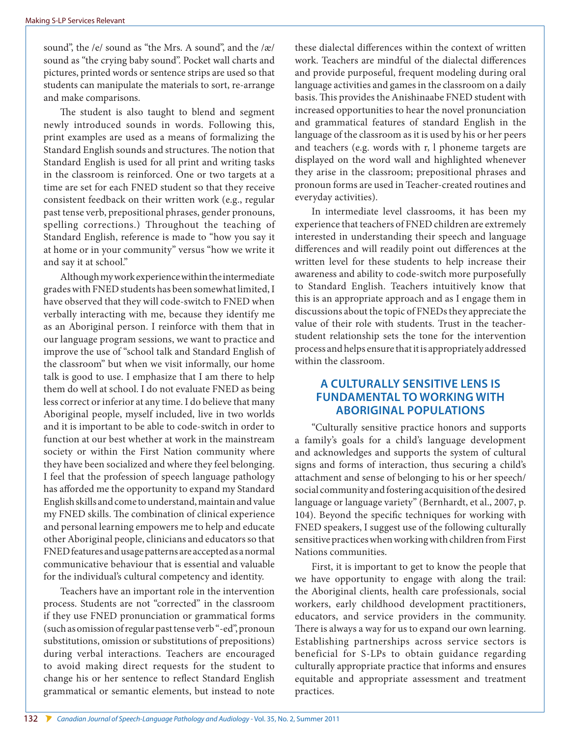sound", the /e/ sound as "the Mrs. A sound", and the /æ/ sound as "the crying baby sound". Pocket wall charts and pictures, printed words or sentence strips are used so that students can manipulate the materials to sort, re-arrange and make comparisons.

The student is also taught to blend and segment newly introduced sounds in words. Following this, print examples are used as a means of formalizing the Standard English sounds and structures. The notion that Standard English is used for all print and writing tasks in the classroom is reinforced. One or two targets at a time are set for each FNED student so that they receive consistent feedback on their written work (e.g., regular past tense verb, prepositional phrases, gender pronouns, spelling corrections.) Throughout the teaching of Standard English, reference is made to "how you say it at home or in your community" versus "how we write it and say it at school."

Although my work experience within the intermediate grades with FNED students has been somewhat limited, I have observed that they will code-switch to FNED when verbally interacting with me, because they identify me as an Aboriginal person. I reinforce with them that in our language program sessions, we want to practice and improve the use of "school talk and Standard English of the classroom" but when we visit informally, our home talk is good to use. I emphasize that I am there to help them do well at school. I do not evaluate FNED as being less correct or inferior at any time. I do believe that many Aboriginal people, myself included, live in two worlds and it is important to be able to code-switch in order to function at our best whether at work in the mainstream society or within the First Nation community where they have been socialized and where they feel belonging. I feel that the profession of speech language pathology has afforded me the opportunity to expand my Standard English skills and come to understand, maintain and value my FNED skills. The combination of clinical experience and personal learning empowers me to help and educate other Aboriginal people, clinicians and educators so that FNED features and usage patterns are accepted as a normal communicative behaviour that is essential and valuable for the individual's cultural competency and identity.

Teachers have an important role in the intervention process. Students are not "corrected" in the classroom if they use FNED pronunciation or grammatical forms (such as omission of regular past tense verb "-ed", pronoun substitutions, omission or substitutions of prepositions) during verbal interactions. Teachers are encouraged to avoid making direct requests for the student to change his or her sentence to reflect Standard English grammatical or semantic elements, but instead to note these dialectal differences within the context of written work. Teachers are mindful of the dialectal differences and provide purposeful, frequent modeling during oral language activities and games in the classroom on a daily basis. This provides the Anishinaabe FNED student with increased opportunities to hear the novel pronunciation and grammatical features of standard English in the language of the classroom as it is used by his or her peers and teachers (e.g. words with r, l phoneme targets are displayed on the word wall and highlighted whenever they arise in the classroom; prepositional phrases and pronoun forms are used in Teacher-created routines and everyday activities).

In intermediate level classrooms, it has been my experience that teachers of FNED children are extremely interested in understanding their speech and language differences and will readily point out differences at the written level for these students to help increase their awareness and ability to code-switch more purposefully to Standard English. Teachers intuitively know that this is an appropriate approach and as I engage them in discussions about the topic of FNEDs they appreciate the value of their role with students. Trust in the teacher-student relationship sets the tone for the intervention process and helps ensure that it is appropriately addressed within the classroom.

## A CULTURALLY SENSITIVE LENS IS FUNDAMENTAL TO WORKING WITH ABORIGINAL POPULATIONS

"Culturally sensitive practice honors and supports a family's goals for a child's language development and acknowledges and supports the system of cultural signs and forms of interaction, thus securing a child's attachment and sense of belonging to his or her speech/social community and fostering acquisition of the desired language or language variety" (Bernhardt, et al., 2007, p. 104). Beyond the specific techniques for working with FNED speakers, I suggest use of the following culturally sensitive practices when working with children from First Nations communities.

First, it is important to get to know the people that we have opportunity to engage with along the trail: the Aboriginal clients, health care professionals, social workers, early childhood development practitioners, educators, and service providers in the community. There is always a way for us to expand our own learning. Establishing partnerships across service sectors is beneficial for S-LPs to obtain guidance regarding culturally appropriate practice that informs and ensures equitable and appropriate assessment and treatment practices.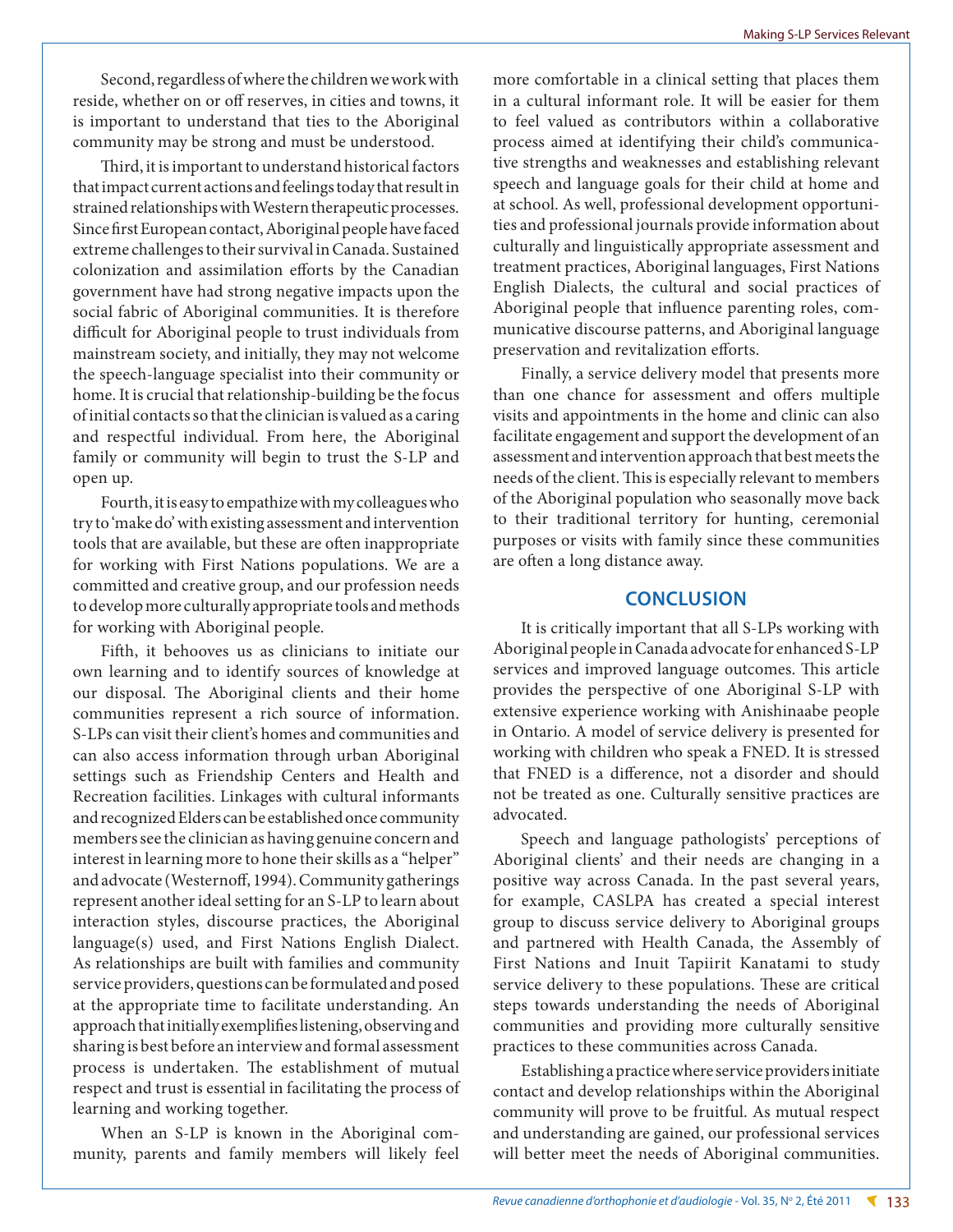Second, regardless of where the children we work with reside, whether on or off reserves, in cities and towns, it is important to understand that ties to the Aboriginal community may be strong and must be understood.

Third, it is important to understand historical factors that impact current actions and feelings today that result in strained relationships with Western therapeutic processes. Since first European contact, Aboriginal people have faced extreme challenges to their survival in Canada. Sustained colonization and assimilation efforts by the Canadian government have had strong negative impacts upon the social fabric of Aboriginal communities. It is therefore difficult for Aboriginal people to trust individuals from mainstream society, and initially, they may not welcome the speech-language specialist into their community or home. It is crucial that relationship-building be the focus of initial contacts so that the clinician is valued as a caring and respectful individual. From here, the Aboriginal family or community will begin to trust the S-LP and open up.

Fourth, it is easy to empathize with my colleagues who try to 'make do' with existing assessment and intervention tools that are available, but these are often inappropriate for working with First Nations populations. We are a committed and creative group, and our profession needs to develop more culturally appropriate tools and methods for working with Aboriginal people.

Fifth, it behooves us as clinicians to initiate our own learning and to identify sources of knowledge at our disposal. The Aboriginal clients and their home communities represent a rich source of information. S-LPs can visit their client's homes and communities and can also access information through urban Aboriginal settings such as Friendship Centers and Health and Recreation facilities. Linkages with cultural informants and recognized Elders can be established once community members see the clinician as having genuine concern and interest in learning more to hone their skills as a "helper" and advocate (Westernoff, 1994). Community gatherings represent another ideal setting for an S-LP to learn about interaction styles, discourse practices, the Aboriginal language(s) used, and First Nations English Dialect. As relationships are built with families and community service providers, questions can be formulated and posed at the appropriate time to facilitate understanding. An approach that initially exemplifies listening, observing and sharing is best before an interview and formal assessment process is undertaken. The establishment of mutual respect and trust is essential in facilitating the process of learning and working together.

When an S-LP is known in the Aboriginal community, parents and family members will likely feel more comfortable in a clinical setting that places them in a cultural informant role. It will be easier for them to feel valued as contributors within a collaborative process aimed at identifying their child's communicative strengths and weaknesses and establishing relevant speech and language goals for their child at home and at school. As well, professional development opportunities and professional journals provide information about culturally and linguistically appropriate assessment and treatment practices, Aboriginal languages, First Nations English Dialects, the cultural and social practices of Aboriginal people that influence parenting roles, communicative discourse patterns, and Aboriginal language preservation and revitalization efforts.

Finally, a service delivery model that presents more than one chance for assessment and offers multiple visits and appointments in the home and clinic can also facilitate engagement and support the development of an assessment and intervention approach that best meets the needs of the client. This is especially relevant to members of the Aboriginal population who seasonally move back to their traditional territory for hunting, ceremonial purposes or visits with family since these communities are often a long distance away.

## CONCLUSION

It is critically important that all S-LPs working with Aboriginal people in Canada advocate for enhanced S-LP services and improved language outcomes. This article provides the perspective of one Aboriginal S-LP with extensive experience working with Anishinaabe people in Ontario. A model of service delivery is presented for working with children who speak a FNED. It is stressed that FNED is a difference, not a disorder and should not be treated as one. Culturally sensitive practices are advocated.

Speech and language pathologists' perceptions of Aboriginal clients' and their needs are changing in a positive way across Canada. In the past several years, for example, CASLPA has created a special interest group to discuss service delivery to Aboriginal groups and partnered with Health Canada, the Assembly of First Nations and Inuit Tapiirit Kanatami to study service delivery to these populations. These are critical steps towards understanding the needs of Aboriginal communities and providing more culturally sensitive practices to these communities across Canada.

Establishing a practice where service providers initiate contact and develop relationships within the Aboriginal community will prove to be fruitful. As mutual respect and understanding are gained, our professional services will better meet the needs of Aboriginal communities.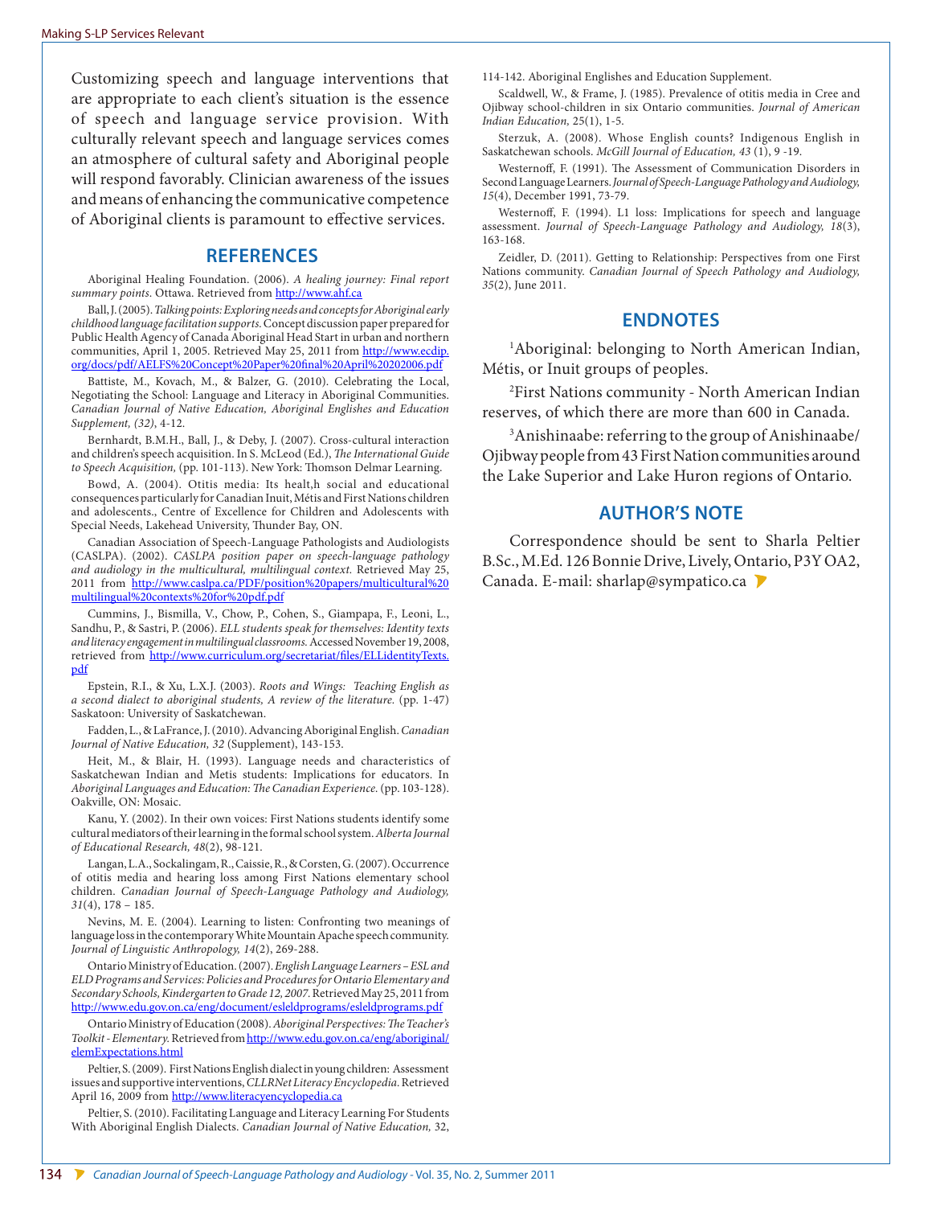Customizing speech and language interventions that are appropriate to each client's situation is the essence of speech and language service provision. With culturally relevant speech and language services comes an atmosphere of cultural safety and Aboriginal people will respond favorably. Clinician awareness of the issues and means of enhancing the communicative competence of Aboriginal clients is paramount to effective services.

## REFERENCES

Aboriginal Healing Foundation. (2006). *A healing journey: Final report summary points*. Ottawa. Retrieved from http://www.ahf.ca

Ball, J. (2005). *Talking points: Exploring needs and concepts for Aboriginal early childhood language facilitation supports.* Concept discussion paper prepared for Public Health Agency of Canada Aboriginal Head Start in urban and northern communities, April 1, 2005. Retrieved May 25, 2011 from http://www.ecdip.org/docs/pdf/AELFS%20Concept%20Paper%20final%20April%20202006.pdf

Battiste, M., Kovach, M., & Balzer, G. (2010). Celebrating the Local, Negotiating the School: Language and Literacy in Aboriginal Communities. *Canadian Journal of Native Education, Aboriginal Englishes and Education Supplement, (32)*, 4-12.

Bernhardt, B.M.H., Ball, J., & Deby, J. (2007). Cross-cultural interaction and children's speech acquisition. In S. McLeod (Ed.), *The International Guide to Speech Acquisition,* (pp. 101-113). New York: Thomson Delmar Learning.

Bowd, A. (2004). Otitis media: Its healt,h social and educational consequences particularly for Canadian Inuit, Métis and First Nations children and adolescents., Centre of Excellence for Children and Adolescents with Special Needs, Lakehead University, Thunder Bay, ON.

Canadian Association of Speech-Language Pathologists and Audiologists (CASLPA). (2002). *CASLPA position paper on speech-language pathology and audiology in the multicultural, multilingual context.* Retrieved May 25, 2011 from http://www.caslpa.ca/PDF/position%20papers/multicultural%20multilingual%20contexts%20for%20pdf.pdf

Cummins, J., Bismilla, V., Chow, P., Cohen, S., Giampapa, F., Leoni, L., Sandhu, P., & Sastri, P. (2006). *ELL students speak for themselves: Identity texts and literacy engagement in multilingual classrooms.* Accessed November 19, 2008, retrieved from http://www.curriculum.org/secretariat/files/ELLidentityTexts.pdf

Epstein, R.I., & Xu, L.X.J. (2003). *Roots and Wings: Teaching English as a second dialect to aboriginal students, A review of the literature.* (pp. 1-47) Saskatoon: University of Saskatchewan.

Fadden, L., & LaFrance, J. (2010). Advancing Aboriginal English. *Canadian Journal of Native Education, 32* (Supplement), 143-153.

Heit, M., & Blair, H. (1993). Language needs and characteristics of Saskatchewan Indian and Metis students: Implications for educators. In *Aboriginal Languages and Education: The Canadian Experience.* (pp. 103-128). Oakville, ON: Mosaic.

Kanu, Y. (2002). In their own voices: First Nations students identify some cultural mediators of their learning in the formal school system. *Alberta Journal of Educational Research, 48*(2), 98-121.

Langan, L.A., Sockalingam, R., Caissie, R., & Corsten, G. (2007). Occurrence of otitis media and hearing loss among First Nations elementary school children. *Canadian Journal of Speech-Language Pathology and Audiology, 31*(4), 178 – 185.

Nevins, M. E. (2004). Learning to listen: Confronting two meanings of language loss in the contemporary White Mountain Apache speech community. *Journal of Linguistic Anthropology, 14*(2), 269-288.

Ontario Ministry of Education. (2007). *English Language Learners – ESL and ELD Programs and Services: Policies and Procedures for Ontario Elementary and Secondary Schools, Kindergarten to Grade 12, 2007.* Retrieved May 25, 2011 from http://www.edu.gov.on.ca/eng/document/esleldprograms/esleldprograms.pdf

Ontario Ministry of Education (2008). *Aboriginal Perspectives: The Teacher's Toolkit - Elementary.* Retrieved from http://www.edu.gov.on.ca/eng/aboriginal/elemExpectations.html

Peltier, S. (2009). First Nations English dialect in young children: Assessment issues and supportive interventions, *CLLRNet Literacy Encyclopedia.* Retrieved April 16, 2009 from http://www.literacyencyclopedia.ca

Peltier, S. (2010). Facilitating Language and Literacy Learning For Students With Aboriginal English Dialects. *Canadian Journal of Native Education,* 32, 114-142. Aboriginal Englishes and Education Supplement.

Scaldwell, W., & Frame, J. (1985). Prevalence of otitis media in Cree and Ojibway school-children in six Ontario communities. *Journal of American Indian Education,* 25(1), 1-5.

Sterzuk, A. (2008). Whose English counts? Indigenous English in Saskatchewan schools. *McGill Journal of Education, 43* (1), 9 -19.

Westernoff, F. (1991). The Assessment of Communication Disorders in Second Language Learners. *Journal of Speech-Language Pathology and Audiology, 15*(4), December 1991, 73-79.

Westernoff, F. (1994). L1 loss: Implications for speech and language assessment. *Journal of Speech-Language Pathology and Audiology, 18*(3), 163-168.

Zeidler, D. (2011). Getting to Relationship: Perspectives from one First Nations community. *Canadian Journal of Speech Pathology and Audiology, 35*(2), June 2011.

## ENDNOTES

[1]Aboriginal: belonging to North American Indian, Métis, or Inuit groups of peoples.

[2]First Nations community - North American Indian reserves, of which there are more than 600 in Canada.

[3]Anishinaabe: referring to the group of Anishinaabe/Ojibway people from 43 First Nation communities around the Lake Superior and Lake Huron regions of Ontario.

## AUTHOR'S NOTE

Correspondence should be sent to Sharla Peltier B.Sc., M.Ed. 126 Bonnie Drive, Lively, Ontario, P3Y OA2, Canada. E-mail: sharlap@sympatico.ca